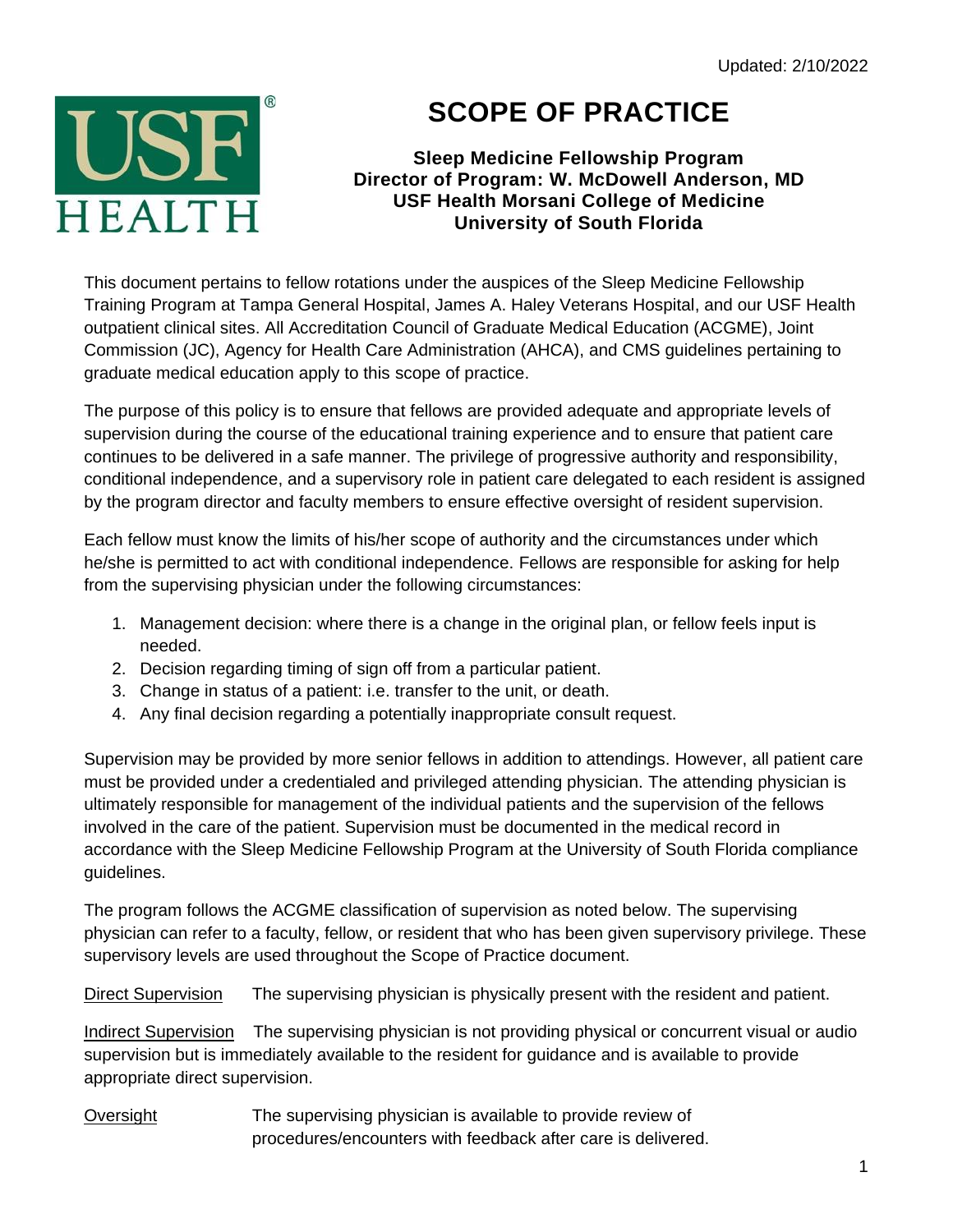Updated: 2/10/2022

# SCOPE OF PRACTICE

**Sleep Medicine Fellowship Program**
**Director of Program: W. McDowell Anderson, MD**
**USF Health Morsani College of Medicine**
**University of South Florida**

This document pertains to fellow rotations under the auspices of the Sleep Medicine Fellowship Training Program at Tampa General Hospital, James A. Haley Veterans Hospital, and our USF Health outpatient clinical sites. All Accreditation Council of Graduate Medical Education (ACGME), Joint Commission (JC), Agency for Health Care Administration (AHCA), and CMS guidelines pertaining to graduate medical education apply to this scope of practice.

The purpose of this policy is to ensure that fellows are provided adequate and appropriate levels of supervision during the course of the educational training experience and to ensure that patient care continues to be delivered in a safe manner. The privilege of progressive authority and responsibility, conditional independence, and a supervisory role in patient care delegated to each resident is assigned by the program director and faculty members to ensure effective oversight of resident supervision.

Each fellow must know the limits of his/her scope of authority and the circumstances under which he/she is permitted to act with conditional independence. Fellows are responsible for asking for help from the supervising physician under the following circumstances:

1. Management decision: where there is a change in the original plan, or fellow feels input is needed.
2. Decision regarding timing of sign off from a particular patient.
3. Change in status of a patient: i.e. transfer to the unit, or death.
4. Any final decision regarding a potentially inappropriate consult request.

Supervision may be provided by more senior fellows in addition to attendings. However, all patient care must be provided under a credentialed and privileged attending physician. The attending physician is ultimately responsible for management of the individual patients and the supervision of the fellows involved in the care of the patient. Supervision must be documented in the medical record in accordance with the Sleep Medicine Fellowship Program at the University of South Florida compliance guidelines.

The program follows the ACGME classification of supervision as noted below. The supervising physician can refer to a faculty, fellow, or resident that who has been given supervisory privilege. These supervisory levels are used throughout the Scope of Practice document.

Direct Supervision  The supervising physician is physically present with the resident and patient.

Indirect Supervision  The supervising physician is not providing physical or concurrent visual or audio supervision but is immediately available to the resident for guidance and is available to provide appropriate direct supervision.

Oversight  The supervising physician is available to provide review of procedures/encounters with feedback after care is delivered.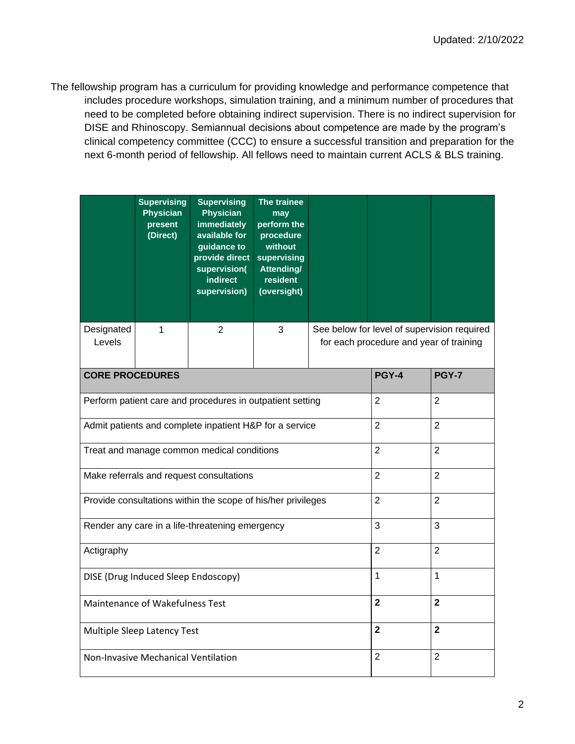The fellowship program has a curriculum for providing knowledge and performance competence that includes procedure workshops, simulation training, and a minimum number of procedures that need to be completed before obtaining indirect supervision. There is no indirect supervision for DISE and Rhinoscopy. Semiannual decisions about competence are made by the program's clinical competency committee (CCC) to ensure a successful transition and preparation for the next 6-month period of fellowship. All fellows need to maintain current ACLS & BLS training.

| | Supervising Physician present (Direct) | Supervising Physician immediately available for guidance to provide direct supervision( indirect supervision) | The trainee may perform the procedure without supervising Attending/ resident (oversight) | | | |
|---|---|---|---|---|---|---|
| Designated Levels | 1 | 2 | 3 | See below for level of supervision required for each procedure and year of training | | |
| **CORE PROCEDURES** | | | | | **PGY-4** | **PGY-7** |
| Perform patient care and procedures in outpatient setting | | | | | 2 | 2 |
| Admit patients and complete inpatient H&P for a service | | | | | 2 | 2 |
| Treat and manage common medical conditions | | | | | 2 | 2 |
| Make referrals and request consultations | | | | | 2 | 2 |
| Provide consultations within the scope of his/her privileges | | | | | 2 | 2 |
| Render any care in a life-threatening emergency | | | | | 3 | 3 |
| Actigraphy | | | | | 2 | 2 |
| DISE (Drug Induced Sleep Endoscopy) | | | | | 1 | 1 |
| Maintenance of Wakefulness Test | | | | | **2** | **2** |
| Multiple Sleep Latency Test | | | | | **2** | **2** |
| Non-Invasive Mechanical Ventilation | | | | | 2 | 2 |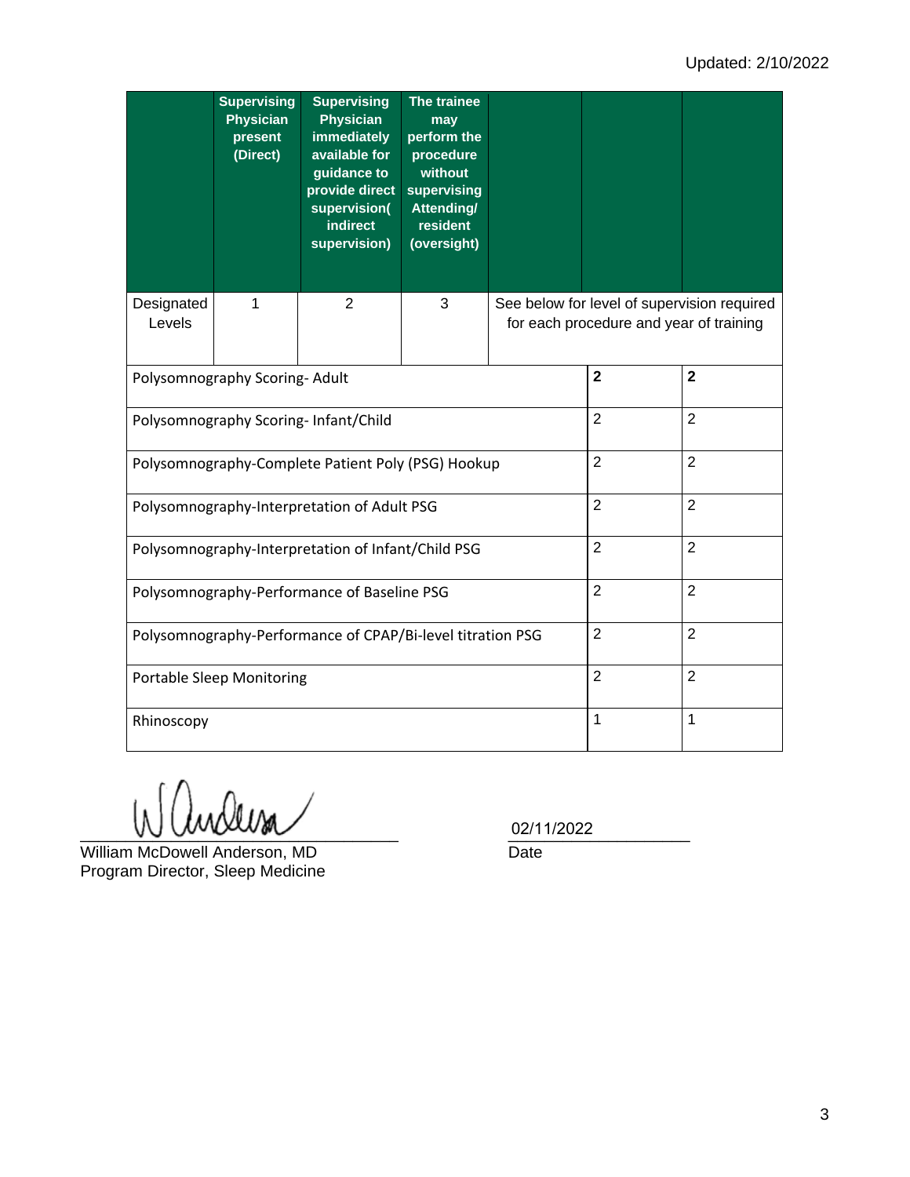Updated: 2/10/2022

| | Supervising Physician present (Direct) | Supervising Physician immediately available for guidance to provide direct supervision( indirect supervision) | The trainee may perform the procedure without supervising Attending/ resident (oversight) | | | |
|---|---|---|---|---|---|---|
| Designated Levels | 1 | 2 | 3 | See below for level of supervision required for each procedure and year of training | | |
| Polysomnography Scoring- Adult | | | | | **2** | **2** |
| Polysomnography Scoring- Infant/Child | | | | | 2 | 2 |
| Polysomnography-Complete Patient Poly (PSG) Hookup | | | | | 2 | 2 |
| Polysomnography-Interpretation of Adult PSG | | | | | 2 | 2 |
| Polysomnography-Interpretation of Infant/Child PSG | | | | | 2 | 2 |
| Polysomnography-Performance of Baseline PSG | | | | | 2 | 2 |
| Polysomnography-Performance of CPAP/Bi-level titration PSG | | | | | 2 | 2 |
| Portable Sleep Monitoring | | | | | 2 | 2 |
| Rhinoscopy | | | | | 1 | 1 |

William McDowell Anderson, MD
Program Director, Sleep Medicine

02/11/2022
Date